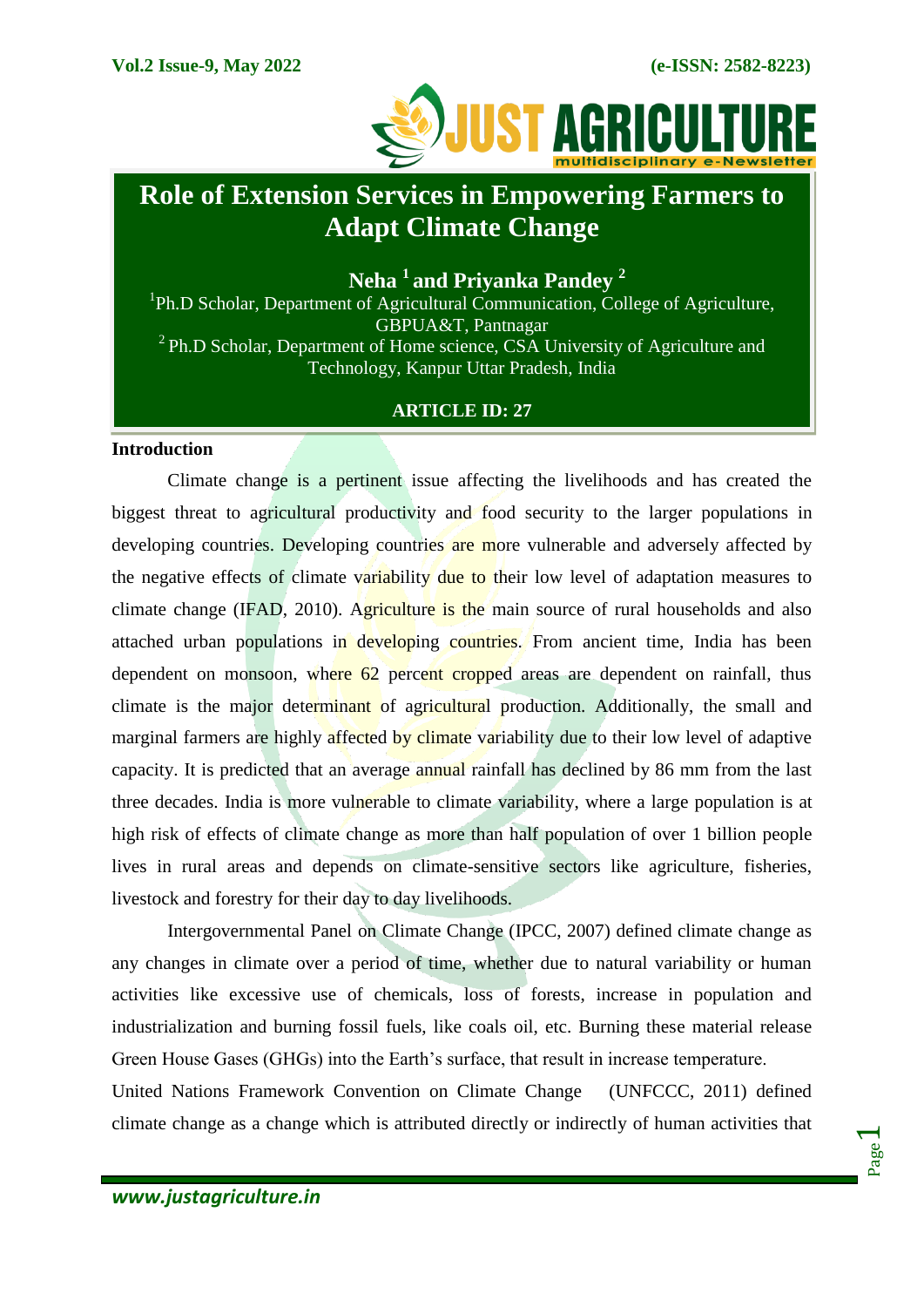# Role of Extension Services in Empowering Farmers to Adapt Climate Change

**Neha [1] and Priyanka Pandey [2]**

[1]Ph.D Scholar, Department of Agricultural Communication, College of Agriculture, GBPUA&T, Pantnagar

[2] Ph.D Scholar, Department of Home science, CSA University of Agriculture and Technology, Kanpur Uttar Pradesh, India

**ARTICLE ID: 27**

## Introduction

Climate change is a pertinent issue affecting the livelihoods and has created the biggest threat to agricultural productivity and food security to the larger populations in developing countries. Developing countries are more vulnerable and adversely affected by the negative effects of climate variability due to their low level of adaptation measures to climate change (IFAD, 2010). Agriculture is the main source of rural households and also attached urban populations in developing countries. From ancient time, India has been dependent on monsoon, where 62 percent cropped areas are dependent on rainfall, thus climate is the major determinant of agricultural production. Additionally, the small and marginal farmers are highly affected by climate variability due to their low level of adaptive capacity. It is predicted that an average annual rainfall has declined by 86 mm from the last three decades. India is more vulnerable to climate variability, where a large population is at high risk of effects of climate change as more than half population of over 1 billion people lives in rural areas and depends on climate-sensitive sectors like agriculture, fisheries, livestock and forestry for their day to day livelihoods.

Intergovernmental Panel on Climate Change (IPCC, 2007) defined climate change as any changes in climate over a period of time, whether due to natural variability or human activities like excessive use of chemicals, loss of forests, increase in population and industrialization and burning fossil fuels, like coals oil, etc. Burning these material release Green House Gases (GHGs) into the Earth's surface, that result in increase temperature.

United Nations Framework Convention on Climate Change (UNFCCC, 2011) defined climate change as a change which is attributed directly or indirectly of human activities that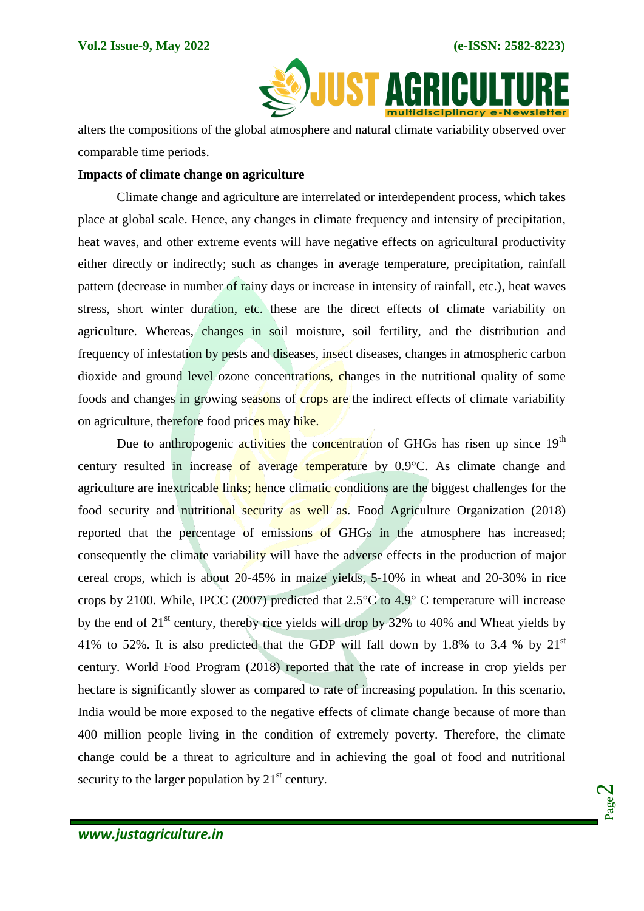alters the compositions of the global atmosphere and natural climate variability observed over comparable time periods.

**Impacts of climate change on agriculture**

Climate change and agriculture are interrelated or interdependent process, which takes place at global scale. Hence, any changes in climate frequency and intensity of precipitation, heat waves, and other extreme events will have negative effects on agricultural productivity either directly or indirectly; such as changes in average temperature, precipitation, rainfall pattern (decrease in number of rainy days or increase in intensity of rainfall, etc.), heat waves stress, short winter duration, etc. these are the direct effects of climate variability on agriculture. Whereas, changes in soil moisture, soil fertility, and the distribution and frequency of infestation by pests and diseases, insect diseases, changes in atmospheric carbon dioxide and ground level ozone concentrations, changes in the nutritional quality of some foods and changes in growing seasons of crops are the indirect effects of climate variability on agriculture, therefore food prices may hike.

Due to anthropogenic activities the concentration of GHGs has risen up since 19th century resulted in increase of average temperature by 0.9°C. As climate change and agriculture are inextricable links; hence climatic conditions are the biggest challenges for the food security and nutritional security as well as. Food Agriculture Organization (2018) reported that the percentage of emissions of GHGs in the atmosphere has increased; consequently the climate variability will have the adverse effects in the production of major cereal crops, which is about 20-45% in maize yields, 5-10% in wheat and 20-30% in rice crops by 2100. While, IPCC (2007) predicted that 2.5°C to 4.9° C temperature will increase by the end of 21st century, thereby rice yields will drop by 32% to 40% and Wheat yields by 41% to 52%. It is also predicted that the GDP will fall down by 1.8% to 3.4 % by 21st century. World Food Program (2018) reported that the rate of increase in crop yields per hectare is significantly slower as compared to rate of increasing population. In this scenario, India would be more exposed to the negative effects of climate change because of more than 400 million people living in the condition of extremely poverty. Therefore, the climate change could be a threat to agriculture and in achieving the goal of food and nutritional security to the larger population by 21st century.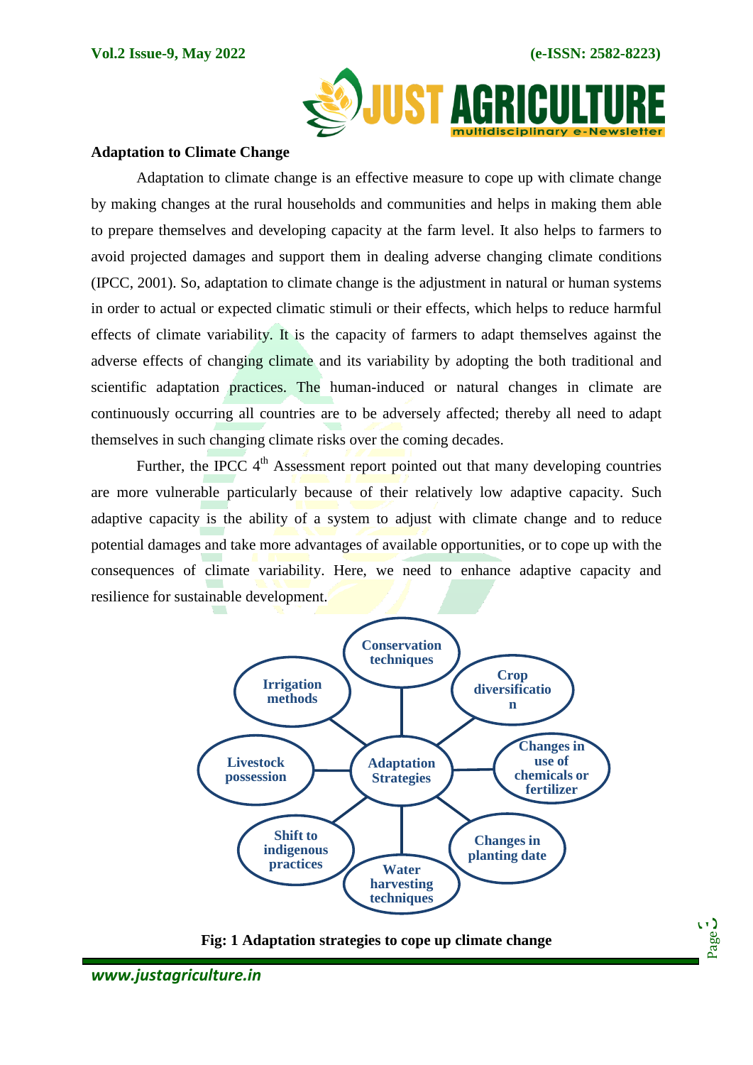## Adaptation to Climate Change

Adaptation to climate change is an effective measure to cope up with climate change by making changes at the rural households and communities and helps in making them able to prepare themselves and developing capacity at the farm level. It also helps to farmers to avoid projected damages and support them in dealing adverse changing climate conditions (IPCC, 2001). So, adaptation to climate change is the adjustment in natural or human systems in order to actual or expected climatic stimuli or their effects, which helps to reduce harmful effects of climate variability. It is the capacity of farmers to adapt themselves against the adverse effects of changing climate and its variability by adopting the both traditional and scientific adaptation practices. The human-induced or natural changes in climate are continuously occurring all countries are to be adversely affected; thereby all need to adapt themselves in such changing climate risks over the coming decades.

Further, the IPCC 4th Assessment report pointed out that many developing countries are more vulnerable particularly because of their relatively low adaptive capacity. Such adaptive capacity is the ability of a system to adjust with climate change and to reduce potential damages and take more advantages of available opportunities, or to cope up with the consequences of climate variability. Here, we need to enhance adaptive capacity and resilience for sustainable development.

**Adaptation Strategies**

- Conservation techniques
- Crop diversification
- Changes in use of chemicals or fertilizer
- Changes in planting date
- Water harvesting techniques
- Shift to indigenous practices
- Livestock possession
- Irrigation methods

**Fig: 1 Adaptation strategies to cope up climate change**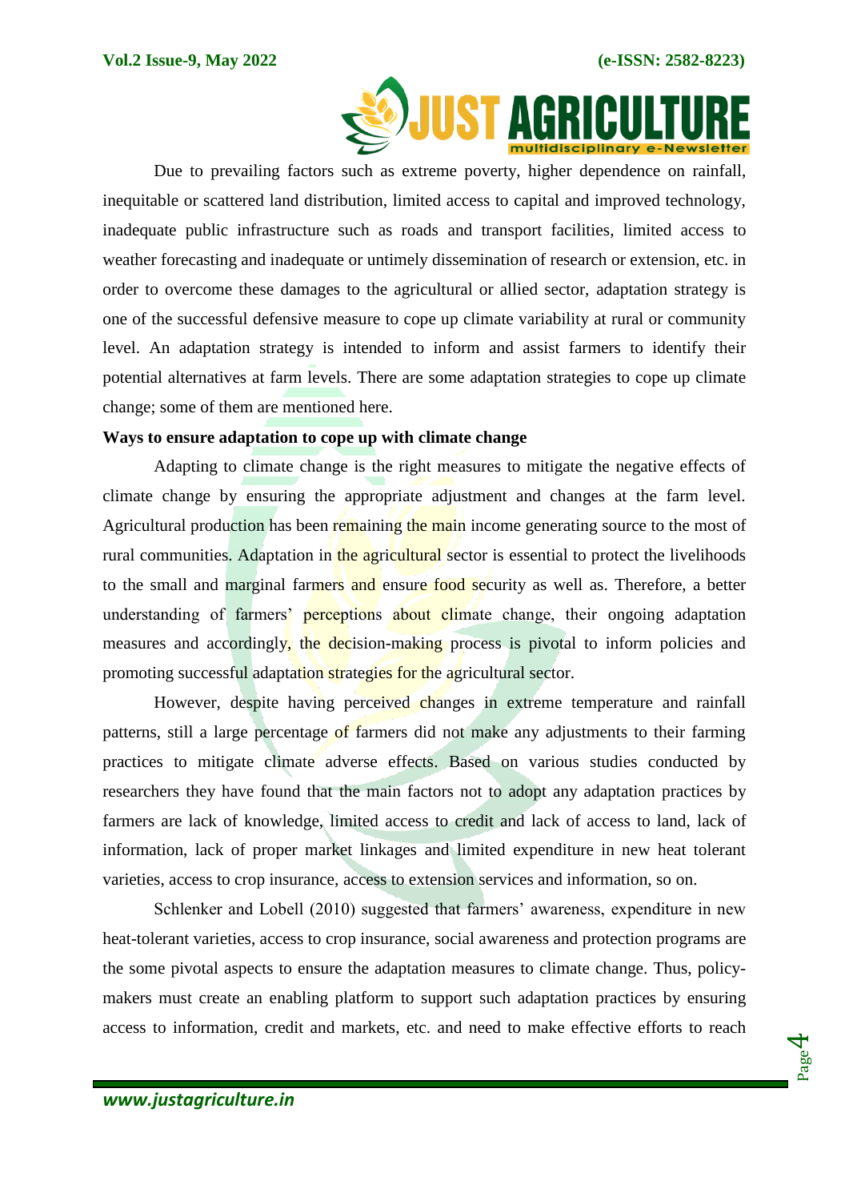Due to prevailing factors such as extreme poverty, higher dependence on rainfall, inequitable or scattered land distribution, limited access to capital and improved technology, inadequate public infrastructure such as roads and transport facilities, limited access to weather forecasting and inadequate or untimely dissemination of research or extension, etc. in order to overcome these damages to the agricultural or allied sector, adaptation strategy is one of the successful defensive measure to cope up climate variability at rural or community level. An adaptation strategy is intended to inform and assist farmers to identify their potential alternatives at farm levels. There are some adaptation strategies to cope up climate change; some of them are mentioned here.

**Ways to ensure adaptation to cope up with climate change**

Adapting to climate change is the right measures to mitigate the negative effects of climate change by ensuring the appropriate adjustment and changes at the farm level. Agricultural production has been remaining the main income generating source to the most of rural communities. Adaptation in the agricultural sector is essential to protect the livelihoods to the small and marginal farmers and ensure food security as well as. Therefore, a better understanding of farmers' perceptions about climate change, their ongoing adaptation measures and accordingly, the decision-making process is pivotal to inform policies and promoting successful adaptation strategies for the agricultural sector.

However, despite having perceived changes in extreme temperature and rainfall patterns, still a large percentage of farmers did not make any adjustments to their farming practices to mitigate climate adverse effects. Based on various studies conducted by researchers they have found that the main factors not to adopt any adaptation practices by farmers are lack of knowledge, limited access to credit and lack of access to land, lack of information, lack of proper market linkages and limited expenditure in new heat tolerant varieties, access to crop insurance, access to extension services and information, so on.

Schlenker and Lobell (2010) suggested that farmers' awareness, expenditure in new heat-tolerant varieties, access to crop insurance, social awareness and protection programs are the some pivotal aspects to ensure the adaptation measures to climate change. Thus, policy-makers must create an enabling platform to support such adaptation practices by ensuring access to information, credit and markets, etc. and need to make effective efforts to reach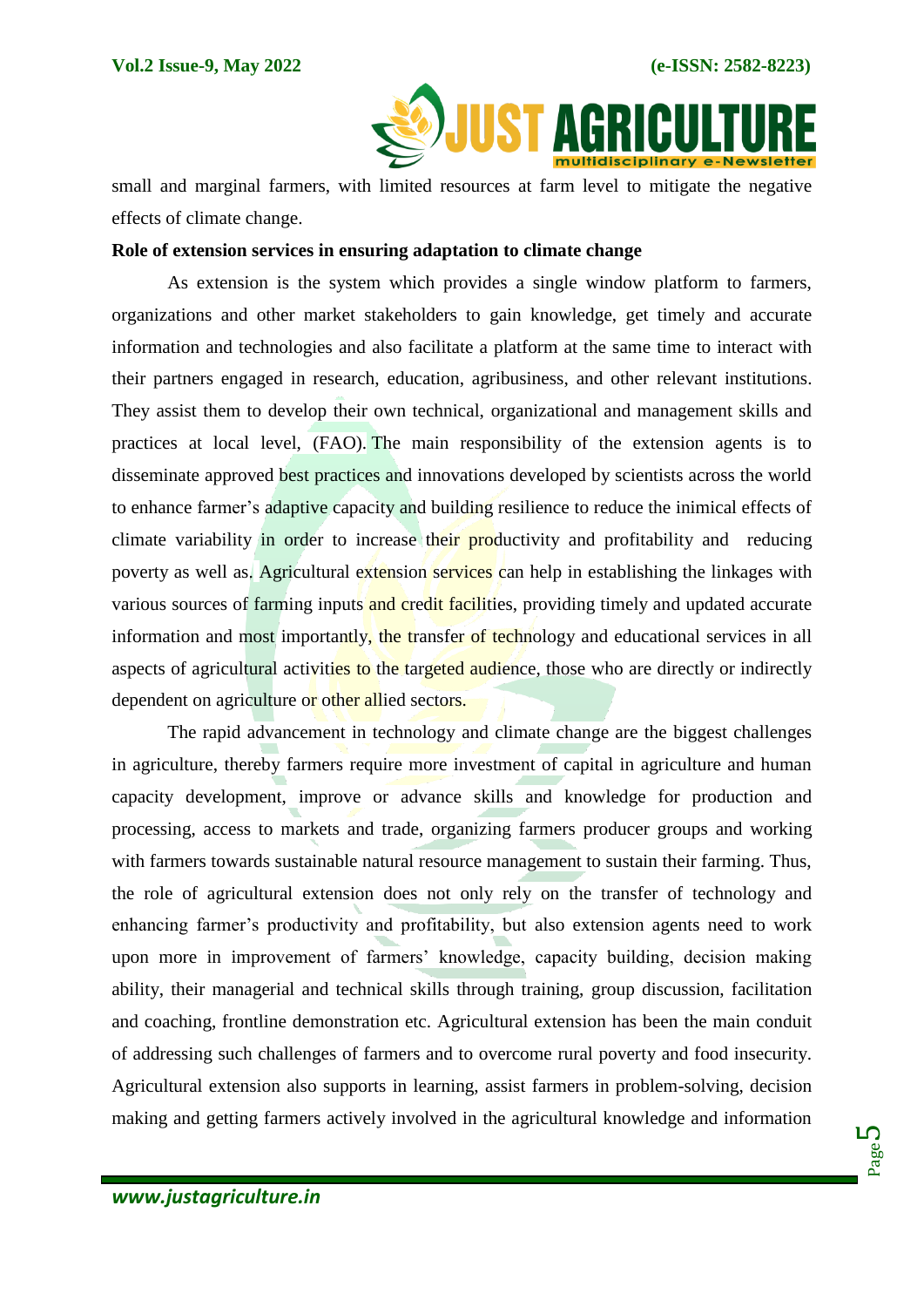small and marginal farmers, with limited resources at farm level to mitigate the negative effects of climate change.

**Role of extension services in ensuring adaptation to climate change**

As extension is the system which provides a single window platform to farmers, organizations and other market stakeholders to gain knowledge, get timely and accurate information and technologies and also facilitate a platform at the same time to interact with their partners engaged in research, education, agribusiness, and other relevant institutions. They assist them to develop their own technical, organizational and management skills and practices at local level, (FAO). The main responsibility of the extension agents is to disseminate approved best practices and innovations developed by scientists across the world to enhance farmer's adaptive capacity and building resilience to reduce the inimical effects of climate variability in order to increase their productivity and profitability and reducing poverty as well as. Agricultural extension services can help in establishing the linkages with various sources of farming inputs and credit facilities, providing timely and updated accurate information and most importantly, the transfer of technology and educational services in all aspects of agricultural activities to the targeted audience, those who are directly or indirectly dependent on agriculture or other allied sectors.

The rapid advancement in technology and climate change are the biggest challenges in agriculture, thereby farmers require more investment of capital in agriculture and human capacity development, improve or advance skills and knowledge for production and processing, access to markets and trade, organizing farmers producer groups and working with farmers towards sustainable natural resource management to sustain their farming. Thus, the role of agricultural extension does not only rely on the transfer of technology and enhancing farmer's productivity and profitability, but also extension agents need to work upon more in improvement of farmers' knowledge, capacity building, decision making ability, their managerial and technical skills through training, group discussion, facilitation and coaching, frontline demonstration etc. Agricultural extension has been the main conduit of addressing such challenges of farmers and to overcome rural poverty and food insecurity. Agricultural extension also supports in learning, assist farmers in problem-solving, decision making and getting farmers actively involved in the agricultural knowledge and information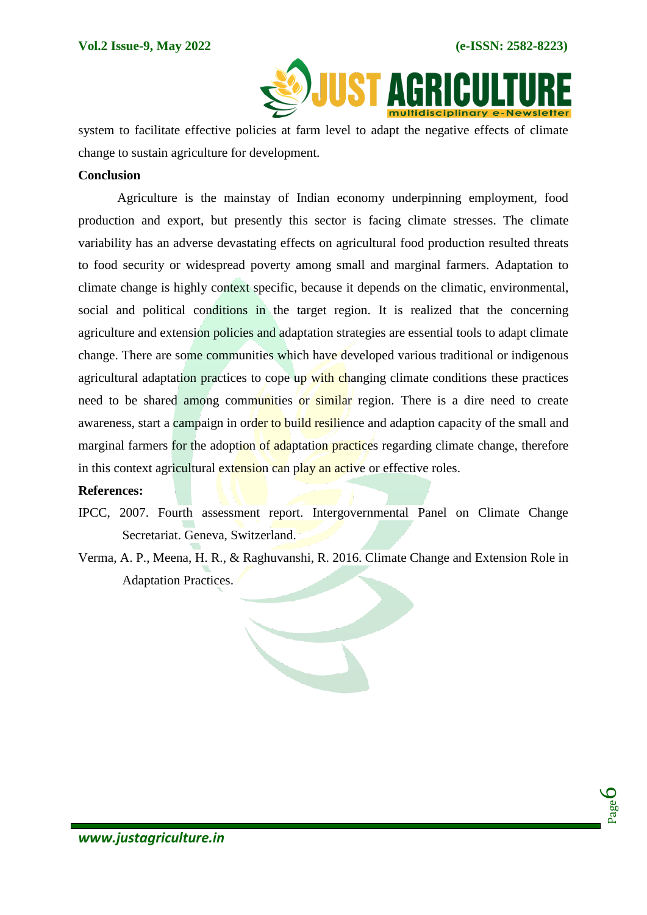system to facilitate effective policies at farm level to adapt the negative effects of climate change to sustain agriculture for development.

**Conclusion**

Agriculture is the mainstay of Indian economy underpinning employment, food production and export, but presently this sector is facing climate stresses. The climate variability has an adverse devastating effects on agricultural food production resulted threats to food security or widespread poverty among small and marginal farmers. Adaptation to climate change is highly context specific, because it depends on the climatic, environmental, social and political conditions in the target region. It is realized that the concerning agriculture and extension policies and adaptation strategies are essential tools to adapt climate change. There are some communities which have developed various traditional or indigenous agricultural adaptation practices to cope up with changing climate conditions these practices need to be shared among communities or similar region. There is a dire need to create awareness, start a campaign in order to build resilience and adaption capacity of the small and marginal farmers for the adoption of adaptation practices regarding climate change, therefore in this context agricultural extension can play an active or effective roles.

**References:**

IPCC, 2007. Fourth assessment report. Intergovernmental Panel on Climate Change Secretariat. Geneva, Switzerland.

Verma, A. P., Meena, H. R., & Raghuvanshi, R. 2016. Climate Change and Extension Role in Adaptation Practices.